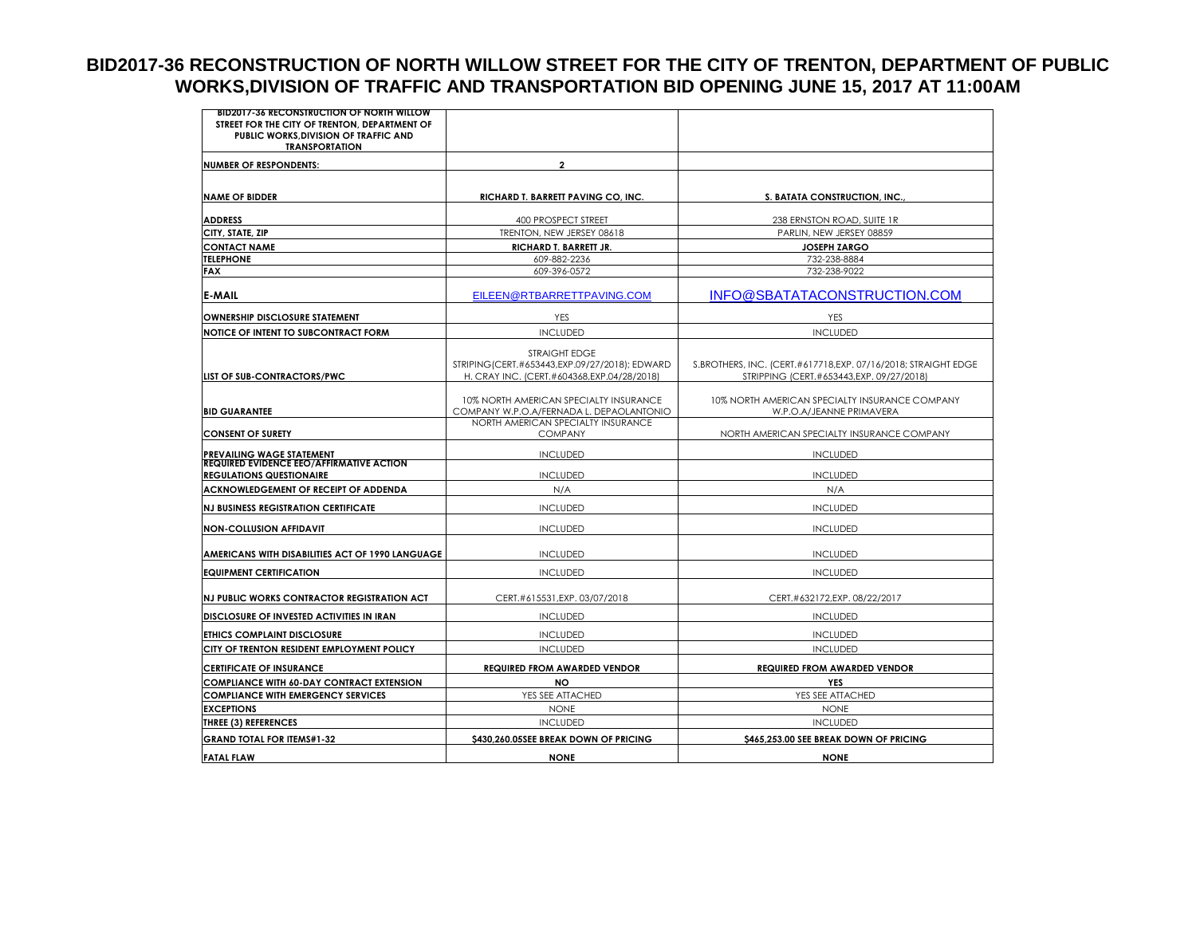# BID2017-36 RECONSTRUCTION OF NORTH WILLOW STREET FOR THE CITY OF TRENTON, DEPARTMENT OF PUBLIC WORKS,DIVISION OF TRAFFIC AND TRANSPORTATION BID OPENING JUNE 15, 2017 AT 11:00AM

| BID2017-36 RECONSTRUCTION OF NORTH WILLOW STREET FOR THE CITY OF TRENTON, DEPARTMENT OF PUBLIC WORKS,DIVISION OF TRAFFIC AND TRANSPORTATION | | |
|---|---|---|
| **NUMBER OF RESPONDENTS:** | **2** | |
| **NAME OF BIDDER** | **RICHARD T. BARRETT PAVING CO, INC.** | **S. BATATA CONSTRUCTION, INC.,** |
| **ADDRESS** | 400 PROSPECT STREET | 238 ERNSTON ROAD, SUITE 1R |
| **CITY, STATE, ZIP** | TRENTON, NEW JERSEY 08618 | PARLIN, NEW JERSEY 08859 |
| **CONTACT NAME** | **RICHARD T. BARRETT JR.** | **JOSEPH ZARGO** |
| **TELEPHONE** | 609-882-2236 | 732-238-8884 |
| **FAX** | 609-396-0572 | 732-238-9022 |
| **E-MAIL** | EILEEN@RTBARRETTPAVING.COM | INFO@SBATATACONSTRUCTION.COM |
| **OWNERSHIP DISCLOSURE STATEMENT** | YES | YES |
| **NOTICE OF INTENT TO SUBCONTRACT FORM** | INCLUDED | INCLUDED |
| **LIST OF SUB-CONTRACTORS/PWC** | STRAIGHT EDGE STRIPING(CERT.#653443,EXP.09/27/2018); EDWARD H. CRAY INC. (CERT.#604368,EXP.04/28/2018) | S.BROTHERS, INC. (CERT.#617718,EXP. 07/16/2018; STRAIGHT EDGE STRIPPING (CERT.#653443,EXP. 09/27/2018) |
| **BID GUARANTEE** | 10% NORTH AMERICAN SPECIALTY INSURANCE COMPANY W.P.O.A/FERNADA L. DEPAOLANTONIO | 10% NORTH AMERICAN SPECIALTY INSURANCE COMPANY W.P.O.A/JEANNE PRIMAVERA |
| **CONSENT OF SURETY** | NORTH AMERICAN SPECIALTY INSURANCE COMPANY | NORTH AMERICAN SPECIALTY INSURANCE COMPANY |
| **PREVAILING WAGE STATEMENT** | INCLUDED | INCLUDED |
| **REQUIRED EVIDENCE EEO/AFFIRMATIVE ACTION REGULATIONS QUESTIONAIRE** | INCLUDED | INCLUDED |
| **ACKNOWLEDGEMENT OF RECEIPT OF ADDENDA** | N/A | N/A |
| **NJ BUSINESS REGISTRATION CERTIFICATE** | INCLUDED | INCLUDED |
| **NON-COLLUSION AFFIDAVIT** | INCLUDED | INCLUDED |
| **AMERICANS WITH DISABILITIES ACT OF 1990 LANGUAGE** | INCLUDED | INCLUDED |
| **EQUIPMENT CERTIFICATION** | INCLUDED | INCLUDED |
| **NJ PUBLIC WORKS CONTRACTOR REGISTRATION ACT** | CERT.#615531,EXP. 03/07/2018 | CERT.#632172,EXP. 08/22/2017 |
| **DISCLOSURE OF INVESTED ACTIVITIES IN IRAN** | INCLUDED | INCLUDED |
| **ETHICS COMPLAINT DISCLOSURE** | INCLUDED | INCLUDED |
| **CITY OF TRENTON RESIDENT EMPLOYMENT POLICY** | INCLUDED | INCLUDED |
| **CERTIFICATE OF INSURANCE** | **REQUIRED FROM AWARDED VENDOR** | **REQUIRED FROM AWARDED VENDOR** |
| **COMPLIANCE WITH 60-DAY CONTRACT EXTENSION** | **NO** | **YES** |
| **COMPLIANCE WITH EMERGENCY SERVICES** | YES SEE ATTACHED | YES SEE ATTACHED |
| **EXCEPTIONS** | NONE | NONE |
| **THREE (3) REFERENCES** | INCLUDED | INCLUDED |
| **GRAND TOTAL FOR ITEMS#1-32** | **$430,260.05SEE BREAK DOWN OF PRICING** | **$465,253.00 SEE BREAK DOWN OF PRICING** |
| **FATAL FLAW** | **NONE** | **NONE** |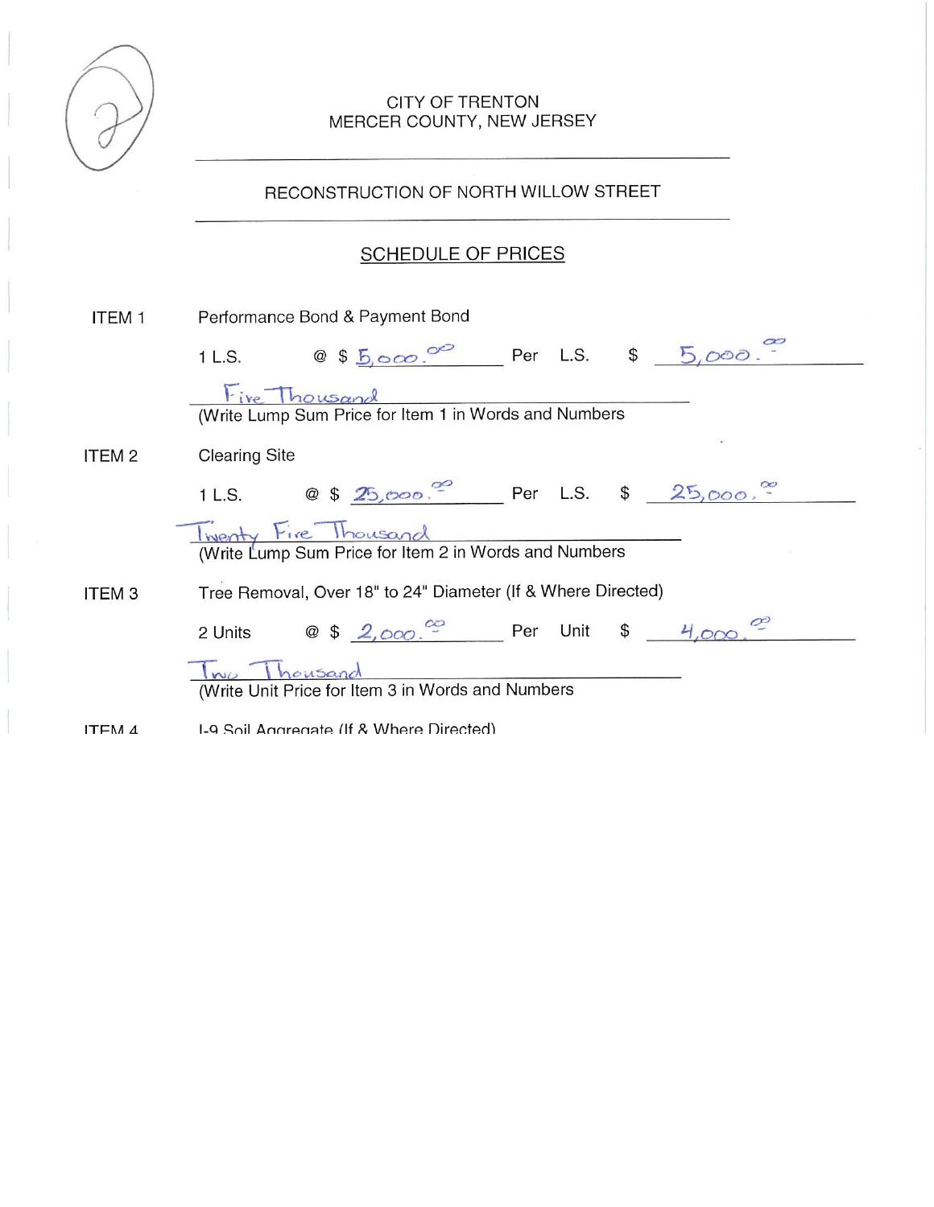CITY OF TRENTON
MERCER COUNTY, NEW JERSEY

RECONSTRUCTION OF NORTH WILLOW STREET

SCHEDULE OF PRICES

ITEM 1 Performance Bond & Payment Bond

1 L.S. @ $ 5,000.00 Per L.S. $ 5,000.00

Five Thousand
(Write Lump Sum Price for Item 1 in Words and Numbers

ITEM 2 Clearing Site

1 L.S. @ $ 25,000.00 Per L.S. $ 25,000.00

Twenty Five Thousand
(Write Lump Sum Price for Item 2 in Words and Numbers

ITEM 3 Tree Removal, Over 18" to 24" Diameter (If & Where Directed)

2 Units @ $ 2,000.00 Per Unit $ 4,000.00

Two Thousand
(Write Unit Price for Item 3 in Words and Numbers

ITEM 4 I-9 Soil Aggregate (If & Where Directed)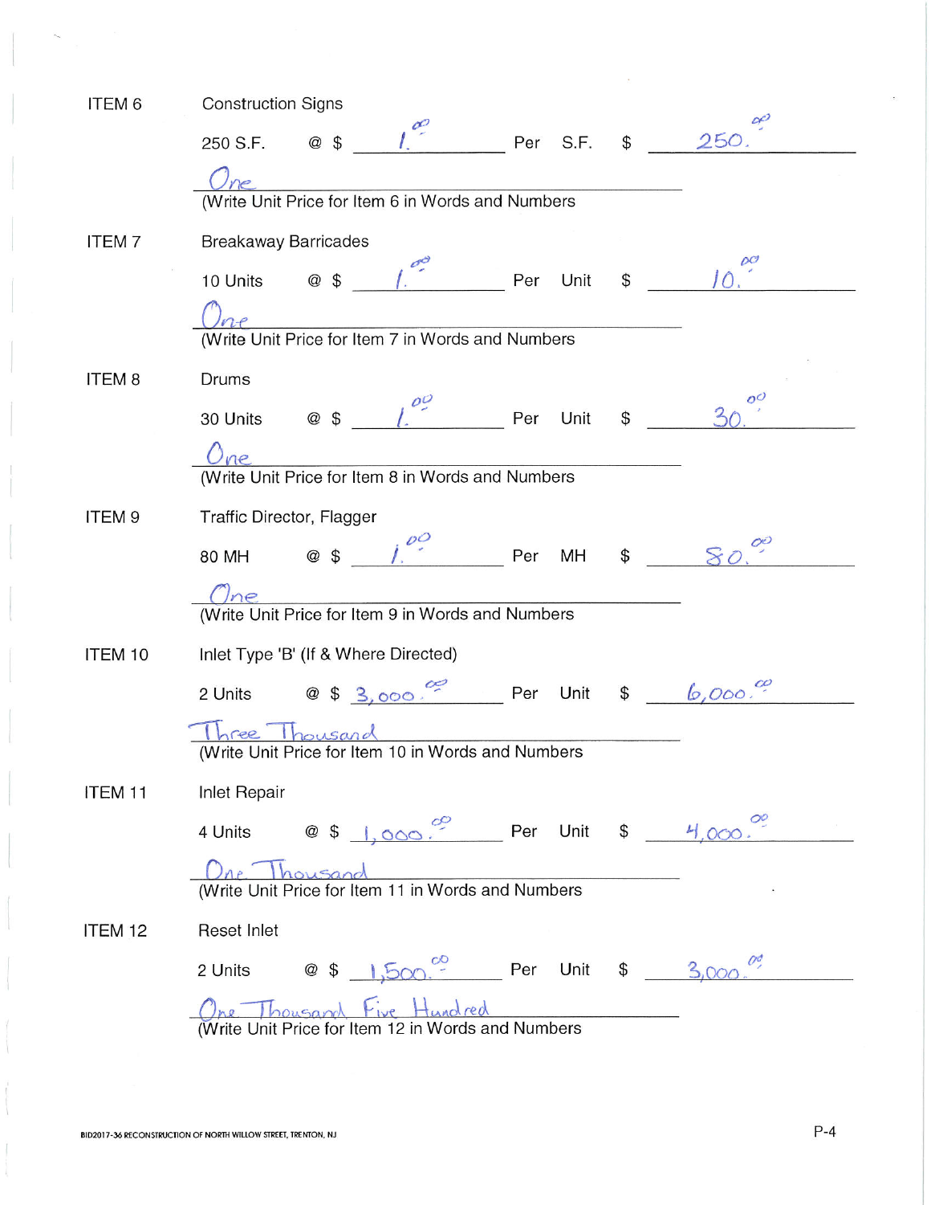**ITEM 6** Construction Signs

250 S.F. @ $ 1.00 Per S.F. $ 250.00

One
(Write Unit Price for Item 6 in Words and Numbers

**ITEM 7** Breakaway Barricades

10 Units @ $ 1.00 Per Unit $ 10.00

One
(Write Unit Price for Item 7 in Words and Numbers

**ITEM 8** Drums

30 Units @ $ 1.00 Per Unit $ 30.00

One
(Write Unit Price for Item 8 in Words and Numbers

**ITEM 9** Traffic Director, Flagger

80 MH @ $ 1.00 Per MH $ 80.00

One
(Write Unit Price for Item 9 in Words and Numbers

**ITEM 10** Inlet Type 'B' (If & Where Directed)

2 Units @ $ 3,000.00 Per Unit $ 6,000.00

Three Thousand
(Write Unit Price for Item 10 in Words and Numbers

**ITEM 11** Inlet Repair

4 Units @ $ 1,000.00 Per Unit $ 4,000.00

One Thousand
(Write Unit Price for Item 11 in Words and Numbers

**ITEM 12** Reset Inlet

2 Units @ $ 1,500.00 Per Unit $ 3,000.00

One Thousand Five Hundred
(Write Unit Price for Item 12 in Words and Numbers

BID2017-36 RECONSTRUCTION OF NORTH WILLOW STREET, TRENTON, NJ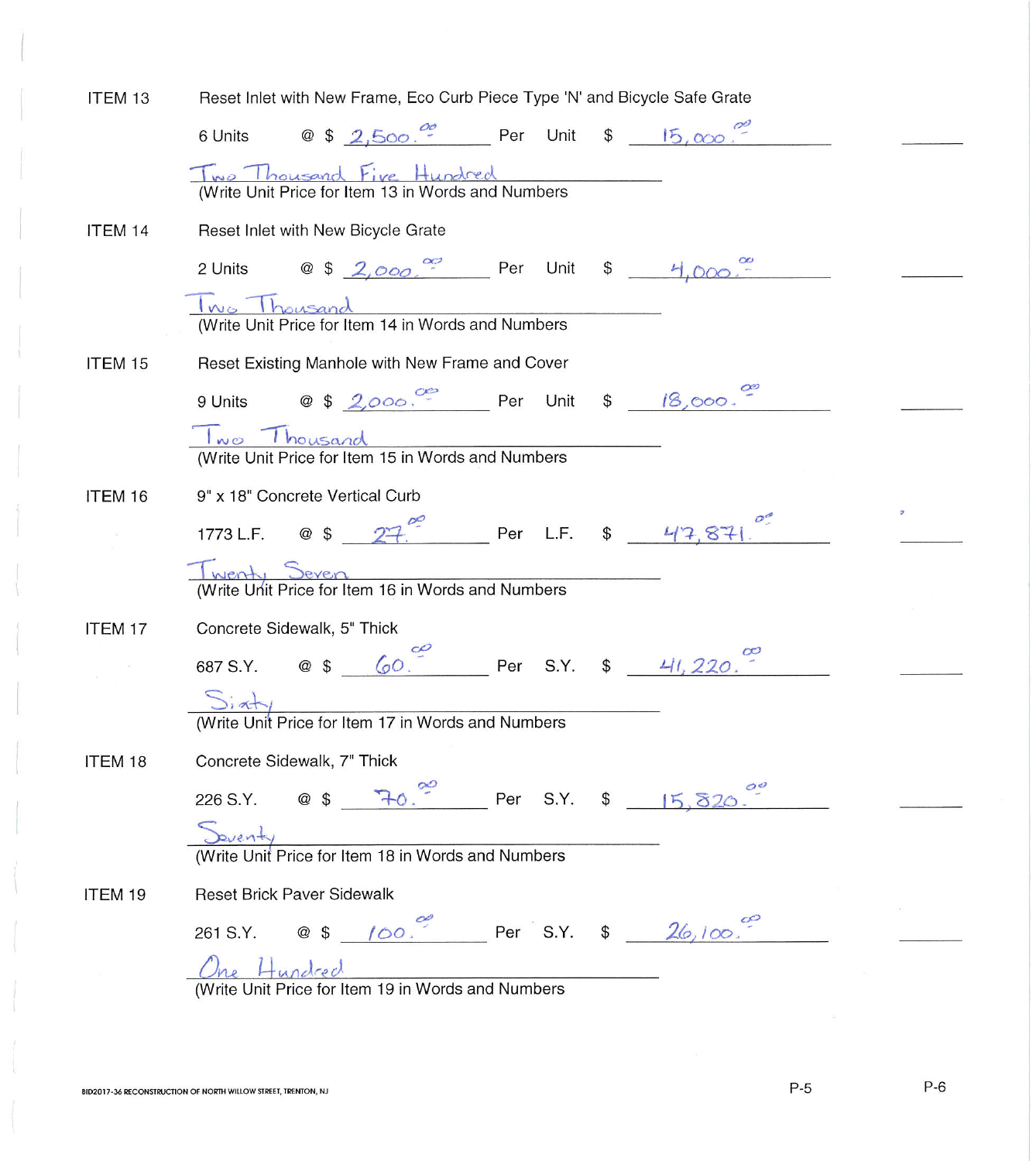ITEM 13 Reset Inlet with New Frame, Eco Curb Piece Type 'N' and Bicycle Safe Grate

6 Units @ $ 2,500.00 Per Unit $ 15,000.00

Two Thousand Five Hundred
(Write Unit Price for Item 13 in Words and Numbers

ITEM 14 Reset Inlet with New Bicycle Grate

2 Units @ $ 2,000.00 Per Unit $ 4,000.00

Two Thousand
(Write Unit Price for Item 14 in Words and Numbers

ITEM 15 Reset Existing Manhole with New Frame and Cover

9 Units @ $ 2,000.00 Per Unit $ 18,000.00

Two Thousand
(Write Unit Price for Item 15 in Words and Numbers

ITEM 16 9" x 18" Concrete Vertical Curb

1773 L.F. @ $ 27.00 Per L.F. $ 47,871.00

Twenty Seven
(Write Unit Price for Item 16 in Words and Numbers

ITEM 17 Concrete Sidewalk, 5" Thick

687 S.Y. @ $ 60.00 Per S.Y. $ 41,220.00

Sixty
(Write Unit Price for Item 17 in Words and Numbers

ITEM 18 Concrete Sidewalk, 7" Thick

226 S.Y. @ $ 70.00 Per S.Y. $ 15,820.00

Seventy
(Write Unit Price for Item 18 in Words and Numbers

ITEM 19 Reset Brick Paver Sidewalk

261 S.Y. @ $ 100.00 Per S.Y. $ 26,100.00

One Hundred
(Write Unit Price for Item 19 in Words and Numbers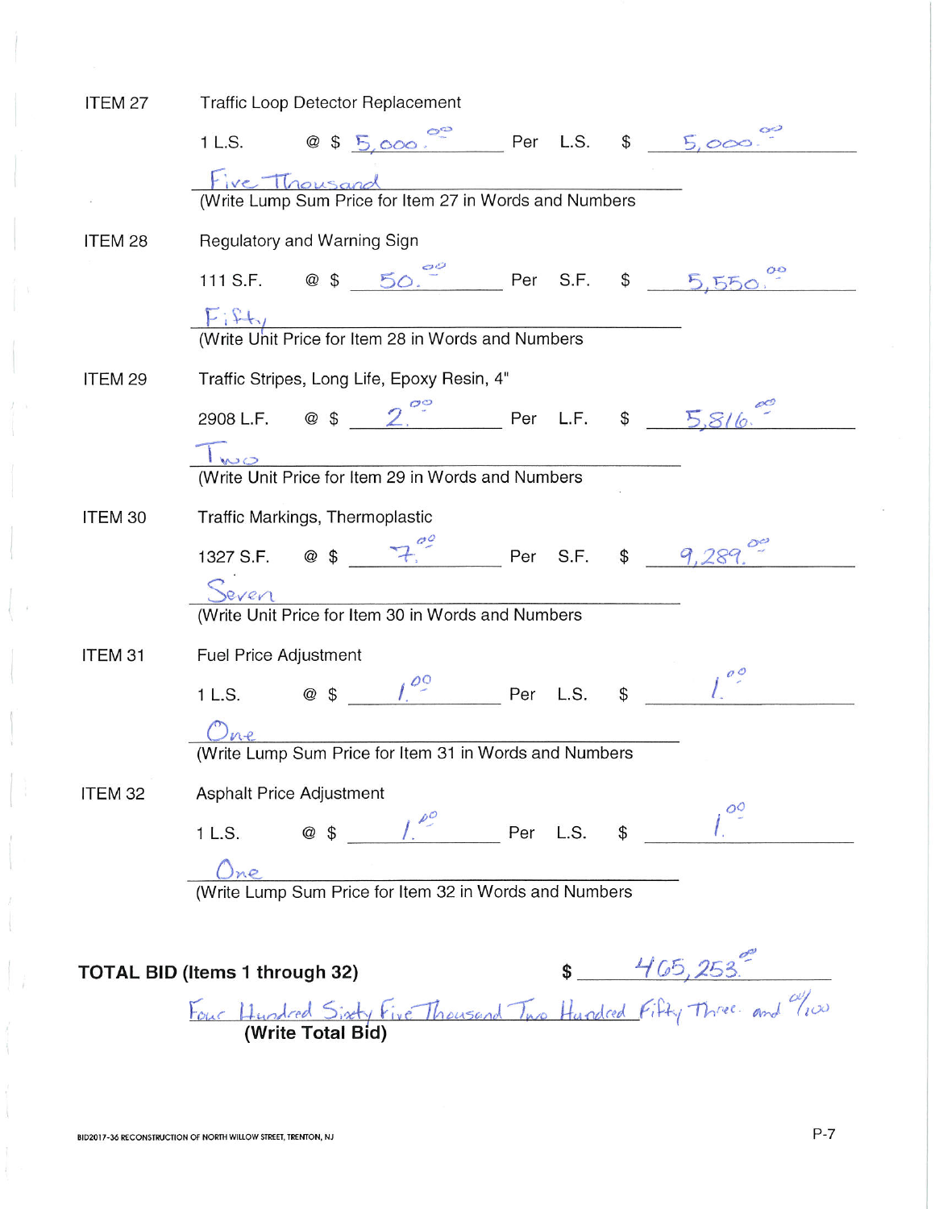ITEM 27 Traffic Loop Detector Replacement

1 L.S. @ $ 5,000.00 Per L.S. $ 5,000.00

Five Thousand

(Write Lump Sum Price for Item 27 in Words and Numbers

ITEM 28 Regulatory and Warning Sign

111 S.F. @ $ 50.00 Per S.F. $ 5,550.00

Fifty

(Write Unit Price for Item 28 in Words and Numbers

ITEM 29 Traffic Stripes, Long Life, Epoxy Resin, 4"

2908 L.F. @ $ 2.00 Per L.F. $ 5,816.00

Two

(Write Unit Price for Item 29 in Words and Numbers

ITEM 30 Traffic Markings, Thermoplastic

1327 S.F. @ $ 7.00 Per S.F. $ 9,289.00

Seven

(Write Unit Price for Item 30 in Words and Numbers

ITEM 31 Fuel Price Adjustment

1 L.S. @ $ 1.00 Per L.S. $ 1.00

One

(Write Lump Sum Price for Item 31 in Words and Numbers

ITEM 32 Asphalt Price Adjustment

1 L.S. @ $ 1.00 Per L.S. $ 1.00

One

(Write Lump Sum Price for Item 32 in Words and Numbers

**TOTAL BID (Items 1 through 32)** $ 465,253.00

Four Hundred Sixty Five Thousand Two Hundred Fifty Three and 00/100

**(Write Total Bid)**

BID2017-36 RECONSTRUCTION OF NORTH WILLOW STREET, TRENTON, NJ